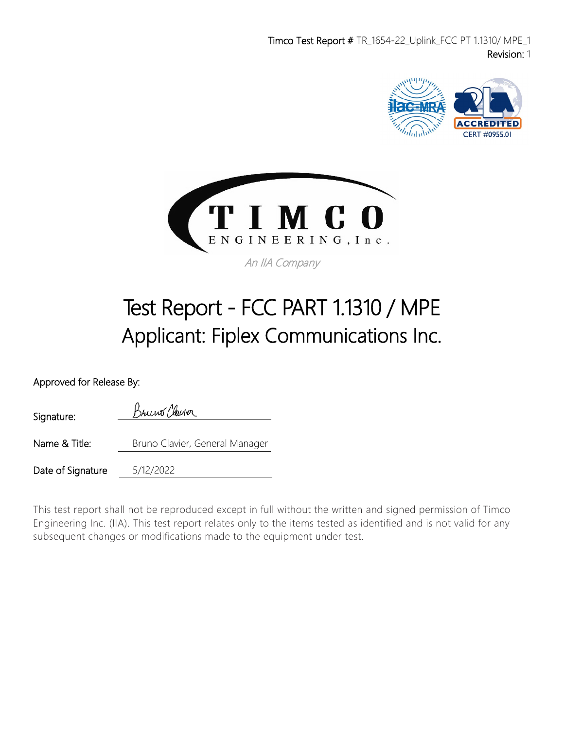Timco Test Report # TR_1654-22_Uplink_FCC PT 1.1310/ MPE_1
Revision: 1

TIMCO ENGINEERING, Inc.

*An IIA Company*

# Test Report - FCC PART 1.1310 / MPE
# Applicant: Fiplex Communications Inc.

Approved for Release By:

| | |
|---|---|
| Signature: | Bruno Clavier |
| Name & Title: | Bruno Clavier, General Manager |
| Date of Signature | 5/12/2022 |

This test report shall not be reproduced except in full without the written and signed permission of Timco Engineering Inc. (IIA). This test report relates only to the items tested as identified and is not valid for any subsequent changes or modifications made to the equipment under test.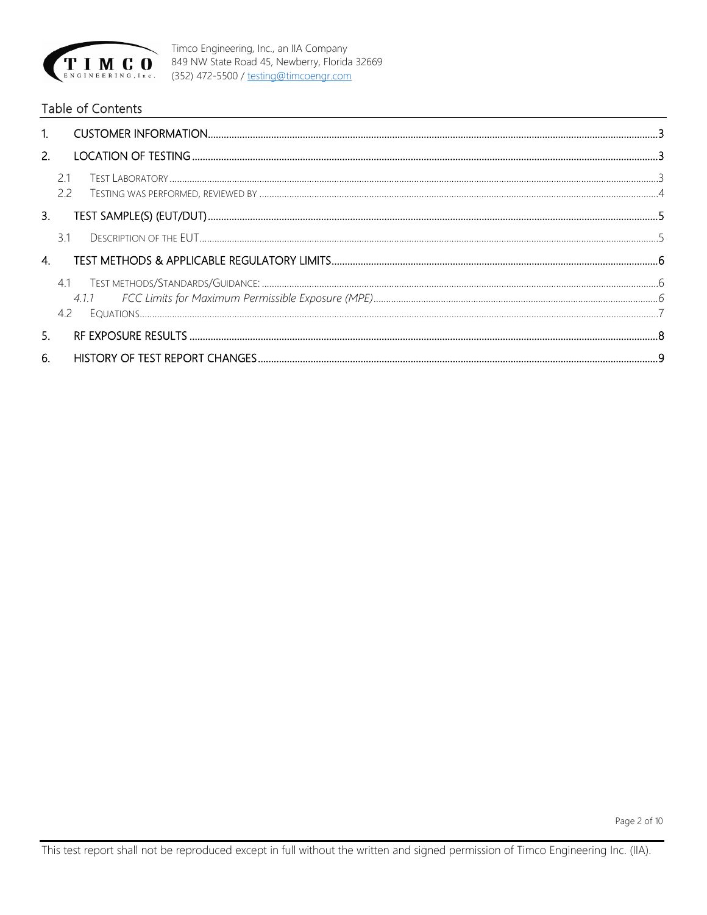## Table of Contents

1. CUSTOMER INFORMATION ..... 3
2. LOCATION OF TESTING ..... 3
   - 2.1 TEST LABORATORY ..... 3
   - 2.2 TESTING WAS PERFORMED, REVIEWED BY ..... 4
3. TEST SAMPLE(S) (EUT/DUT) ..... 5
   - 3.1 DESCRIPTION OF THE EUT ..... 5
4. TEST METHODS & APPLICABLE REGULATORY LIMITS ..... 6
   - 4.1 TEST METHODS/STANDARDS/GUIDANCE: ..... 6
     - *4.1.1 FCC Limits for Maximum Permissible Exposure (MPE)* ..... 6
   - 4.2 EQUATIONS ..... 7
5. RF EXPOSURE RESULTS ..... 8
6. HISTORY OF TEST REPORT CHANGES ..... 9

This test report shall not be reproduced except in full without the written and signed permission of Timco Engineering Inc. (IIA).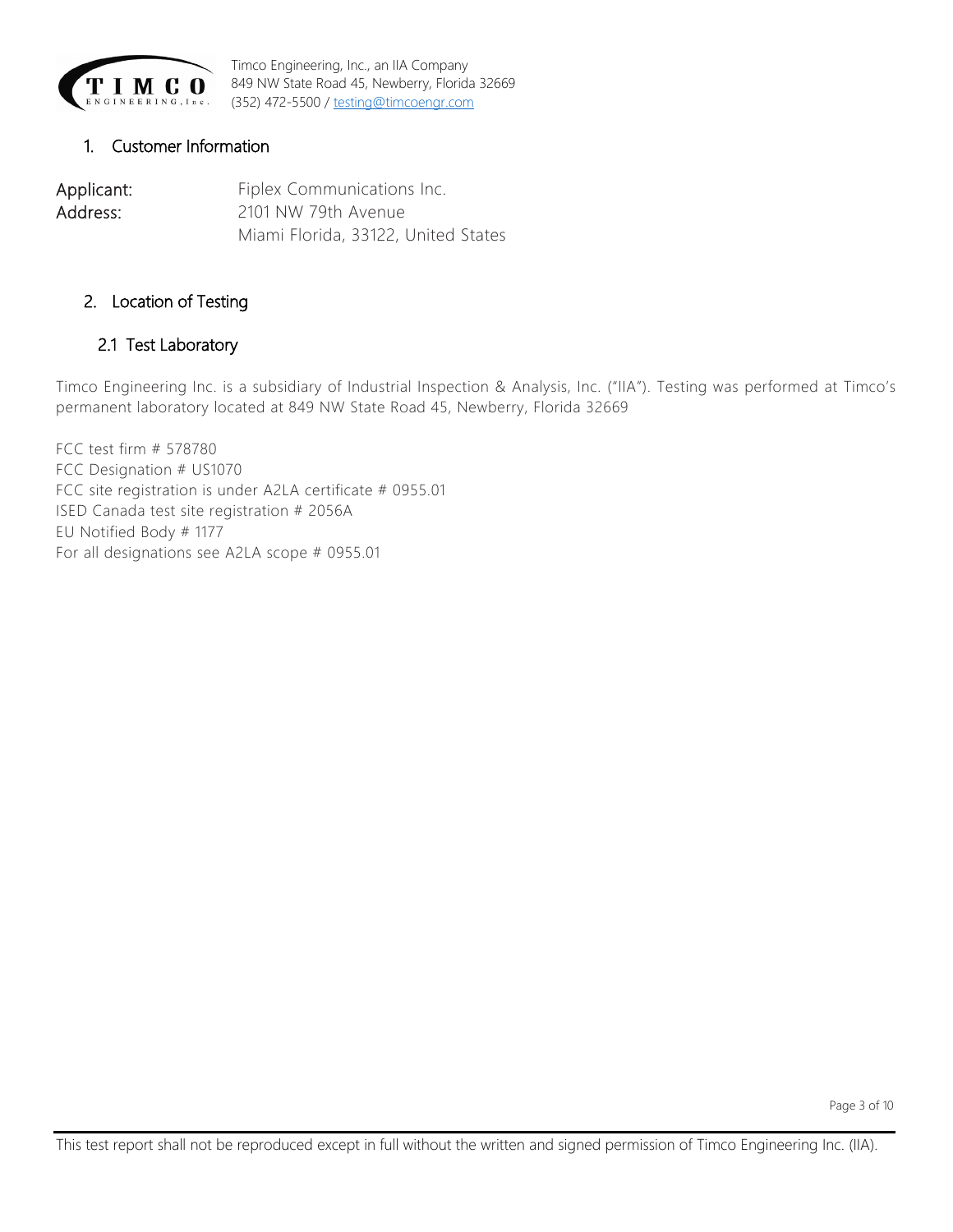## 1. Customer Information

Applicant: Fiplex Communications Inc.
Address: 2101 NW 79th Avenue
Miami Florida, 33122, United States

## 2. Location of Testing

### 2.1 Test Laboratory

Timco Engineering Inc. is a subsidiary of Industrial Inspection & Analysis, Inc. ("IIA"). Testing was performed at Timco's permanent laboratory located at 849 NW State Road 45, Newberry, Florida 32669

FCC test firm # 578780
FCC Designation # US1070
FCC site registration is under A2LA certificate # 0955.01
ISED Canada test site registration # 2056A
EU Notified Body # 1177
For all designations see A2LA scope # 0955.01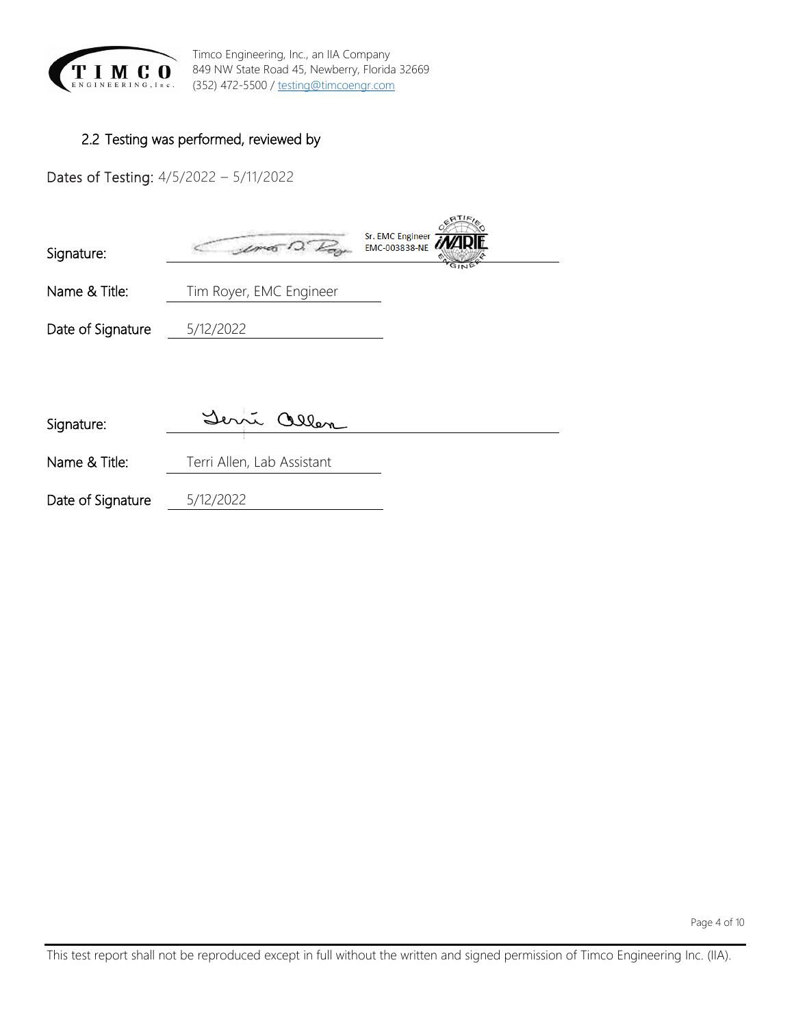## 2.2 Testing was performed, reviewed by

Dates of Testing: 4/5/2022 – 5/11/2022

Signature: Sr. EMC Engineer EMC-003838-NE

Name & Title: Tim Royer, EMC Engineer

Date of Signature 5/12/2022

Signature:

Name & Title: Terri Allen, Lab Assistant

Date of Signature 5/12/2022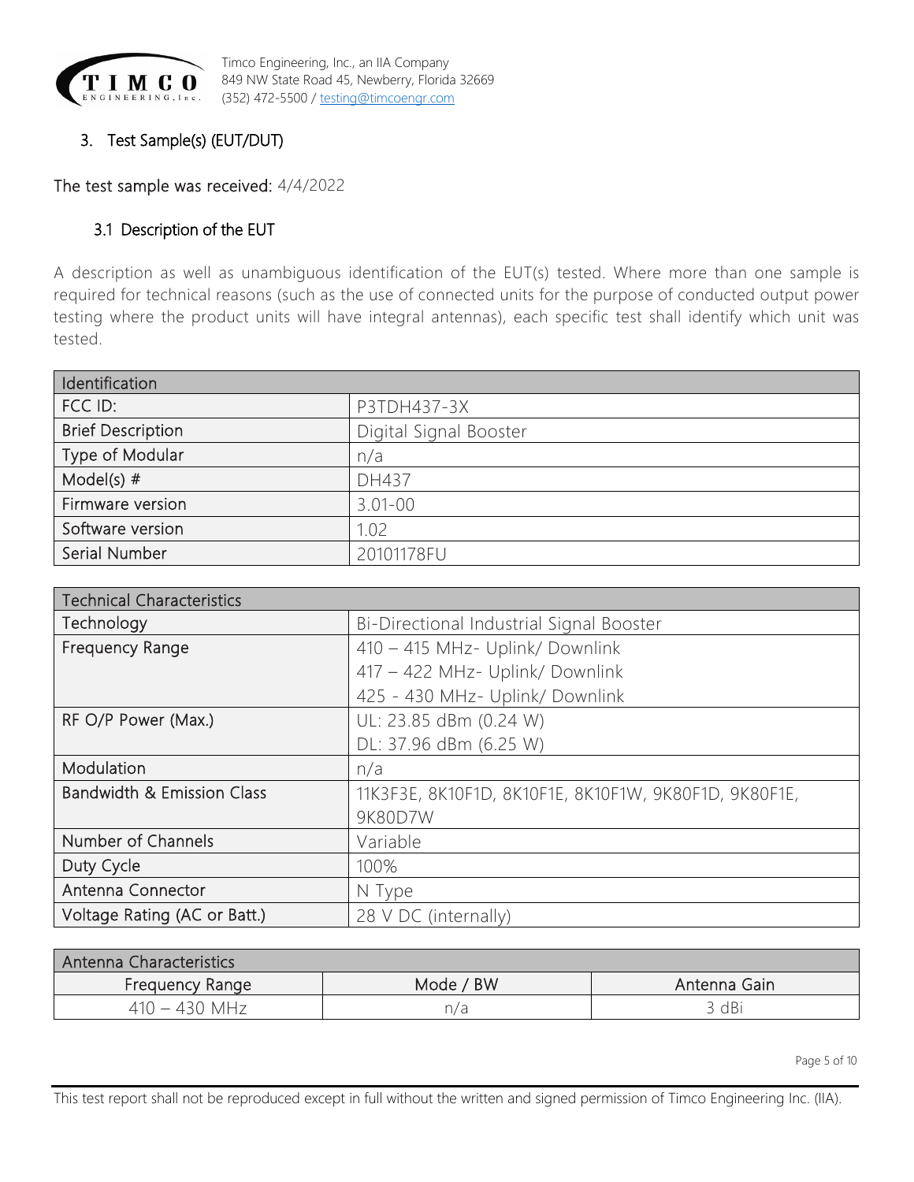## 3. Test Sample(s) (EUT/DUT)

The test sample was received: 4/4/2022

### 3.1 Description of the EUT

A description as well as unambiguous identification of the EUT(s) tested. Where more than one sample is required for technical reasons (such as the use of connected units for the purpose of conducted output power testing where the product units will have integral antennas), each specific test shall identify which unit was tested.

| Identification | |
|---|---|
| FCC ID: | P3TDH437-3X |
| Brief Description | Digital Signal Booster |
| Type of Modular | n/a |
| Model(s) # | DH437 |
| Firmware version | 3.01-00 |
| Software version | 1.02 |
| Serial Number | 20101178FU |

| Technical Characteristics | |
|---|---|
| Technology | Bi-Directional Industrial Signal Booster |
| Frequency Range | 410 – 415 MHz- Uplink/ Downlink<br>417 – 422 MHz- Uplink/ Downlink<br>425 - 430 MHz- Uplink/ Downlink |
| RF O/P Power (Max.) | UL: 23.85 dBm (0.24 W)<br>DL: 37.96 dBm (6.25 W) |
| Modulation | n/a |
| Bandwidth & Emission Class | 11K3F3E, 8K10F1D, 8K10F1E, 8K10F1W, 9K80F1D, 9K80F1E, 9K80D7W |
| Number of Channels | Variable |
| Duty Cycle | 100% |
| Antenna Connector | N Type |
| Voltage Rating (AC or Batt.) | 28 V DC (internally) |

| Antenna Characteristics | | |
|---|---|---|
| Frequency Range | Mode / BW | Antenna Gain |
| 410 – 430 MHz | n/a | 3 dBi |

This test report shall not be reproduced except in full without the written and signed permission of Timco Engineering Inc. (IIA).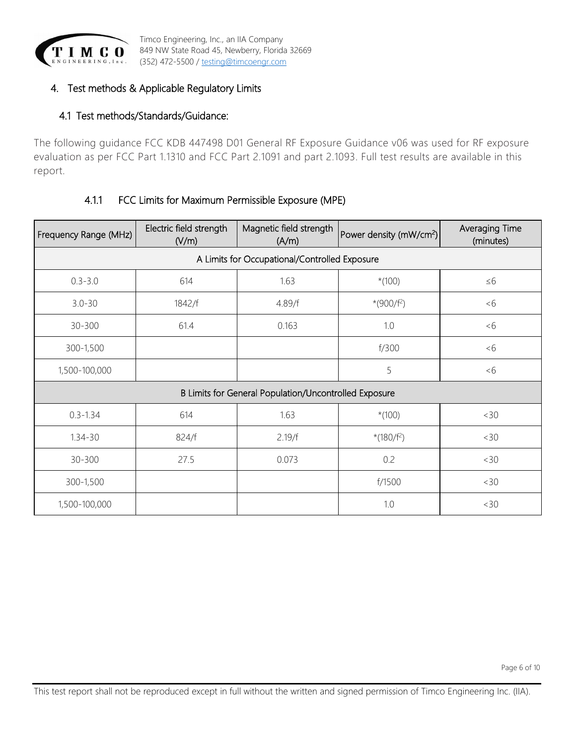## 4. Test methods & Applicable Regulatory Limits

### 4.1 Test methods/Standards/Guidance:

The following guidance FCC KDB 447498 D01 General RF Exposure Guidance v06 was used for RF exposure evaluation as per FCC Part 1.1310 and FCC Part 2.1091 and part 2.1093. Full test results are available in this report.

#### 4.1.1 FCC Limits for Maximum Permissible Exposure (MPE)

| Frequency Range (MHz) | Electric field strength (V/m) | Magnetic field strength (A/m) | Power density ($mW/cm^2$) | Averaging Time (minutes) |
|---|---|---|---|---|
| A Limits for Occupational/Controlled Exposure | | | | |
| 0.3-3.0 | 614 | 1.63 | *(100) | ≤6 |
| 3.0-30 | 1842/f | 4.89/f | *($900/f^2$) | <6 |
| 30-300 | 61.4 | 0.163 | 1.0 | <6 |
| 300-1,500 | | | f/300 | <6 |
| 1,500-100,000 | | | 5 | <6 |
| B Limits for General Population/Uncontrolled Exposure | | | | |
| 0.3-1.34 | 614 | 1.63 | *(100) | <30 |
| 1.34-30 | 824/f | 2.19/f | *($180/f^2$) | <30 |
| 30-300 | 27.5 | 0.073 | 0.2 | <30 |
| 300-1,500 | | | f/1500 | <30 |
| 1,500-100,000 | | | 1.0 | <30 |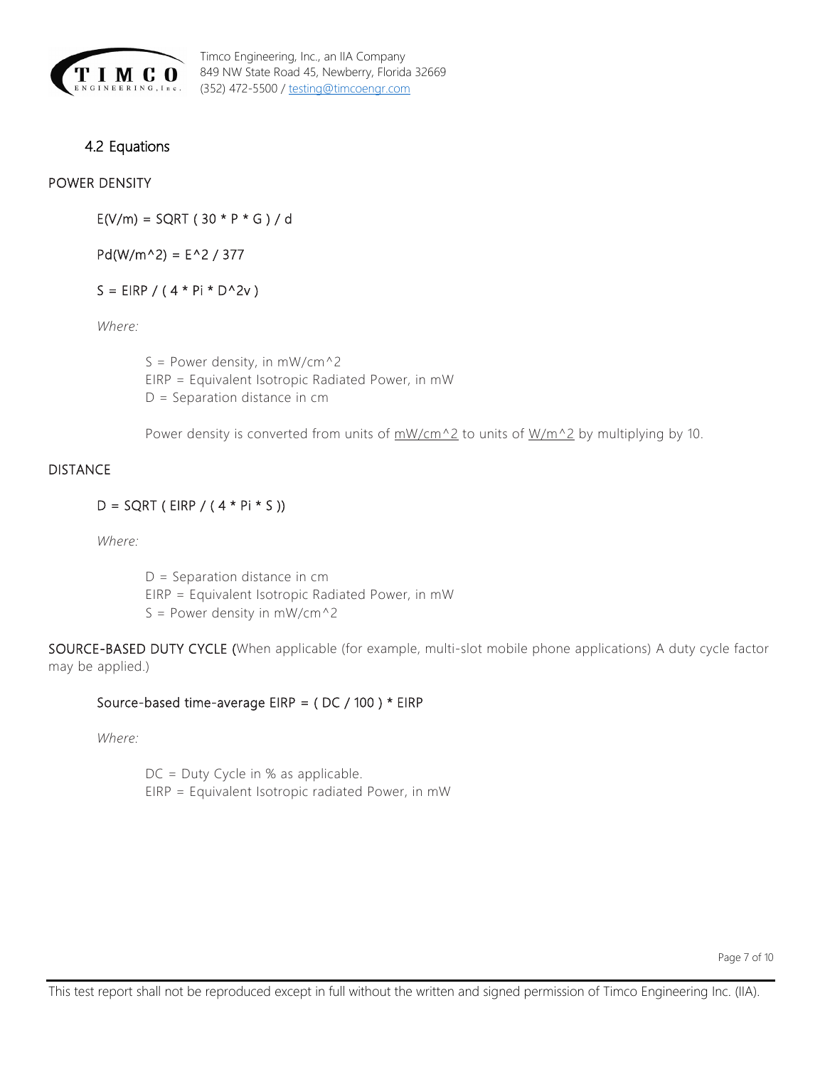## 4.2 Equations

POWER DENSITY

$$E(V/m) = SQRT(30 * P * G) / d$$

$$Pd(W/m^2) = E^2 / 377$$

$$S = EIRP / (4 * Pi * D^{2}v)$$

*Where:*

S = Power density, in $mW/cm^2$
EIRP = Equivalent Isotropic Radiated Power, in mW
D = Separation distance in cm

Power density is converted from units of <u>$mW/cm^2$</u> to units of <u>$W/m^2$</u> by multiplying by 10.

DISTANCE

$$D = SQRT(EIRP / (4 * Pi * S))$$

*Where:*

D = Separation distance in cm
EIRP = Equivalent Isotropic Radiated Power, in mW
S = Power density in $mW^2$

SOURCE-BASED DUTY CYCLE (When applicable (for example, multi-slot mobile phone applications) A duty cycle factor may be applied.)

$$\text{Source-based time-average EIRP} = (DC / 100) * EIRP$$

*Where:*

DC = Duty Cycle in % as applicable.
EIRP = Equivalent Isotropic radiated Power, in mW

This test report shall not be reproduced except in full without the written and signed permission of Timco Engineering Inc. (IIA).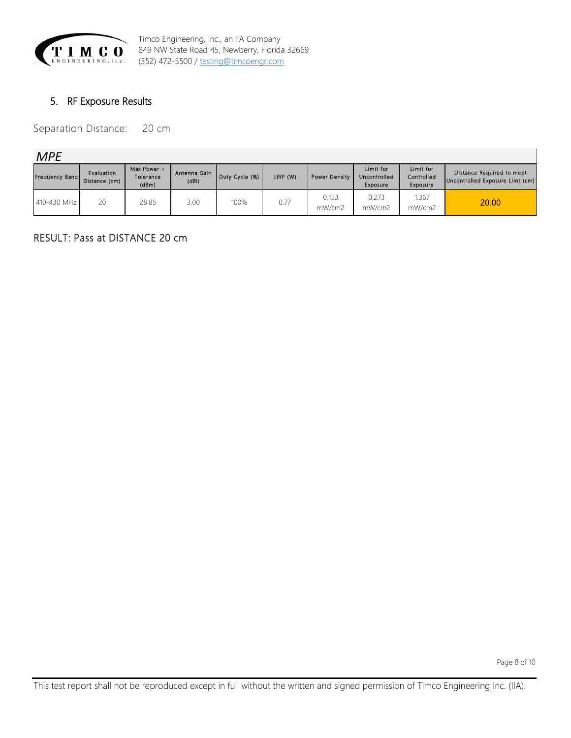## 5. RF Exposure Results

Separation Distance: 20 cm

*MPE*

| Frequency Band | Evaluation Distance (cm) | Max Power + Tolerance (dBm) | Antenna Gain (dBi) | Duty Cycle (%) | EIRP (W) | Power Density | Limit for Uncontrolled Exposure | Limit for Controlled Exposure | Distance Required to meet Uncontrolled Exposure Limt (cm) |
|---|---|---|---|---|---|---|---|---|---|
| 410-430 MHz | 20 | 28.85 | 3.00 | 100% | 0.77 | 0.153 mW/cm2 | 0.273 mW/cm2 | 1.367 mW/cm2 | 20.00 |

RESULT: Pass at DISTANCE 20 cm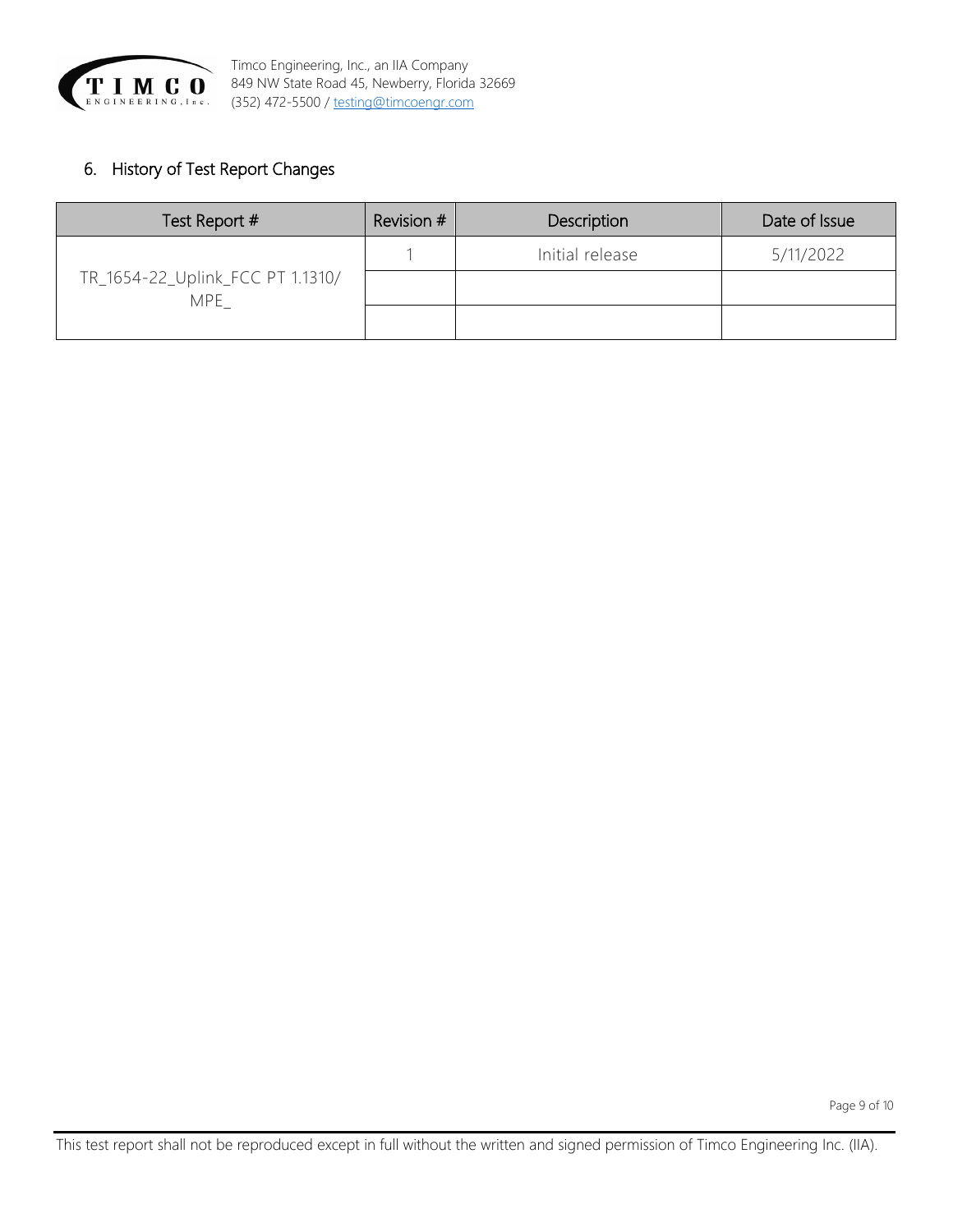## 6. History of Test Report Changes

| Test Report # | Revision # | Description | Date of Issue |
|---|---|---|---|
| TR_1654-22_Uplink_FCC PT 1.1310/ MPE_ | 1 | Initial release | 5/11/2022 |
| | | | |
| | | | |

This test report shall not be reproduced except in full without the written and signed permission of Timco Engineering Inc. (IIA).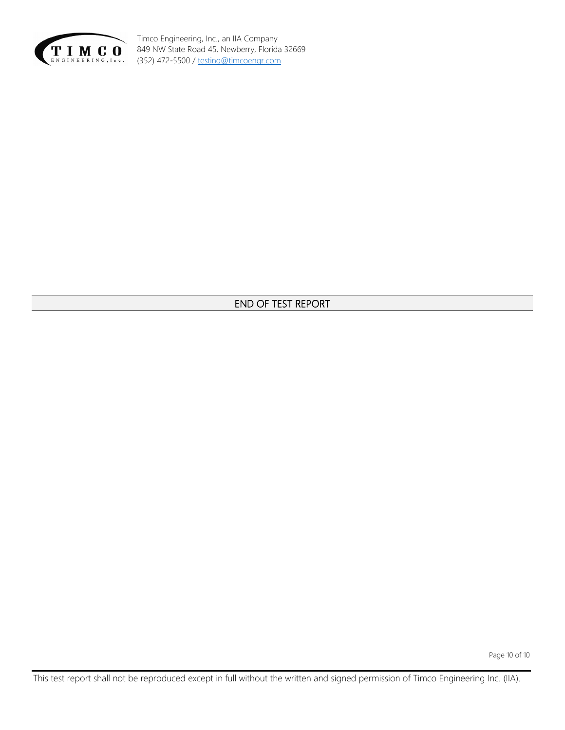END OF TEST REPORT